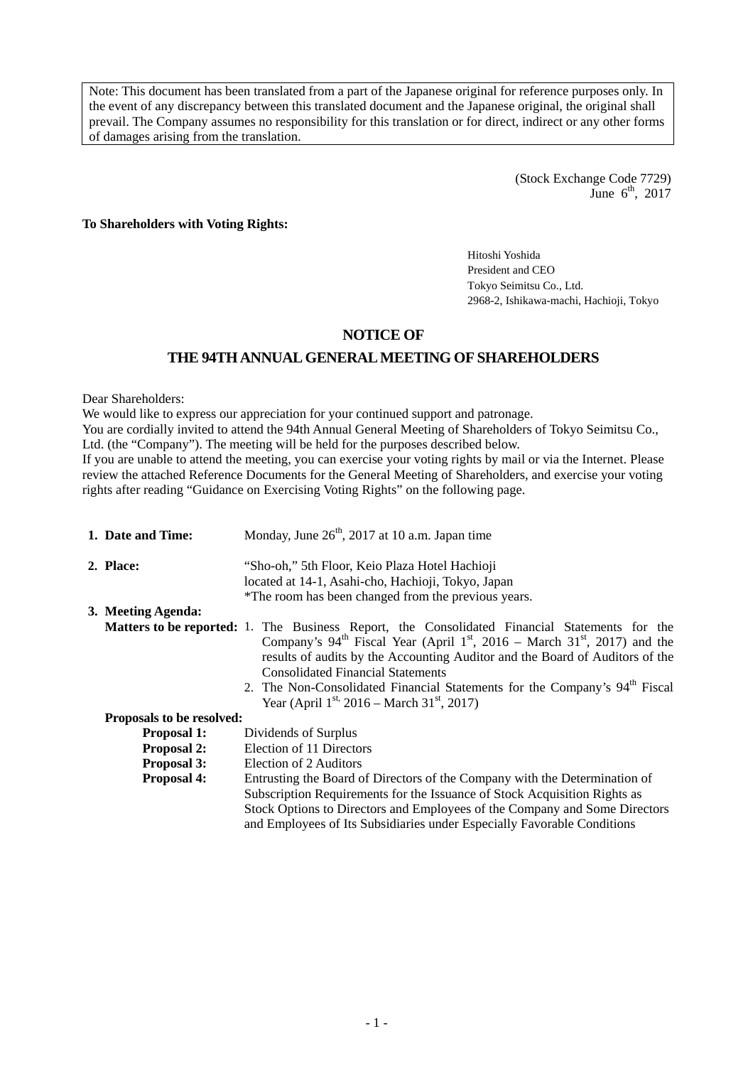Note: This document has been translated from a part of the Japanese original for reference purposes only. In the event of any discrepancy between this translated document and the Japanese original, the original shall prevail. The Company assumes no responsibility for this translation or for direct, indirect or any other forms of damages arising from the translation.

(Stock Exchange Code 7729)
June 6th, 2017

**To Shareholders with Voting Rights:**

Hitoshi Yoshida
President and CEO
Tokyo Seimitsu Co., Ltd.
2968-2, Ishikawa-machi, Hachioji, Tokyo

# NOTICE OF
# THE 94TH ANNUAL GENERAL MEETING OF SHAREHOLDERS

Dear Shareholders:
We would like to express our appreciation for your continued support and patronage.
You are cordially invited to attend the 94th Annual General Meeting of Shareholders of Tokyo Seimitsu Co., Ltd. (the "Company"). The meeting will be held for the purposes described below.
If you are unable to attend the meeting, you can exercise your voting rights by mail or via the Internet. Please review the attached Reference Documents for the General Meeting of Shareholders, and exercise your voting rights after reading "Guidance on Exercising Voting Rights" on the following page.

**1. Date and Time:** Monday, June 26th, 2017 at 10 a.m. Japan time

**2. Place:** "Sho-oh," 5th Floor, Keio Plaza Hotel Hachioji
located at 14-1, Asahi-cho, Hachioji, Tokyo, Japan
*The room has been changed from the previous years.

**3. Meeting Agenda:**

**Matters to be reported:**

1. The Business Report, the Consolidated Financial Statements for the Company's 94th Fiscal Year (April 1st, 2016 – March 31st, 2017) and the results of audits by the Accounting Auditor and the Board of Auditors of the Consolidated Financial Statements
2. The Non-Consolidated Financial Statements for the Company's 94th Fiscal Year (April 1st, 2016 – March 31st, 2017)

**Proposals to be resolved:**

**Proposal 1:** Dividends of Surplus

**Proposal 2:** Election of 11 Directors

**Proposal 3:** Election of 2 Auditors

**Proposal 4:** Entrusting the Board of Directors of the Company with the Determination of Subscription Requirements for the Issuance of Stock Acquisition Rights as Stock Options to Directors and Employees of the Company and Some Directors and Employees of Its Subsidiaries under Especially Favorable Conditions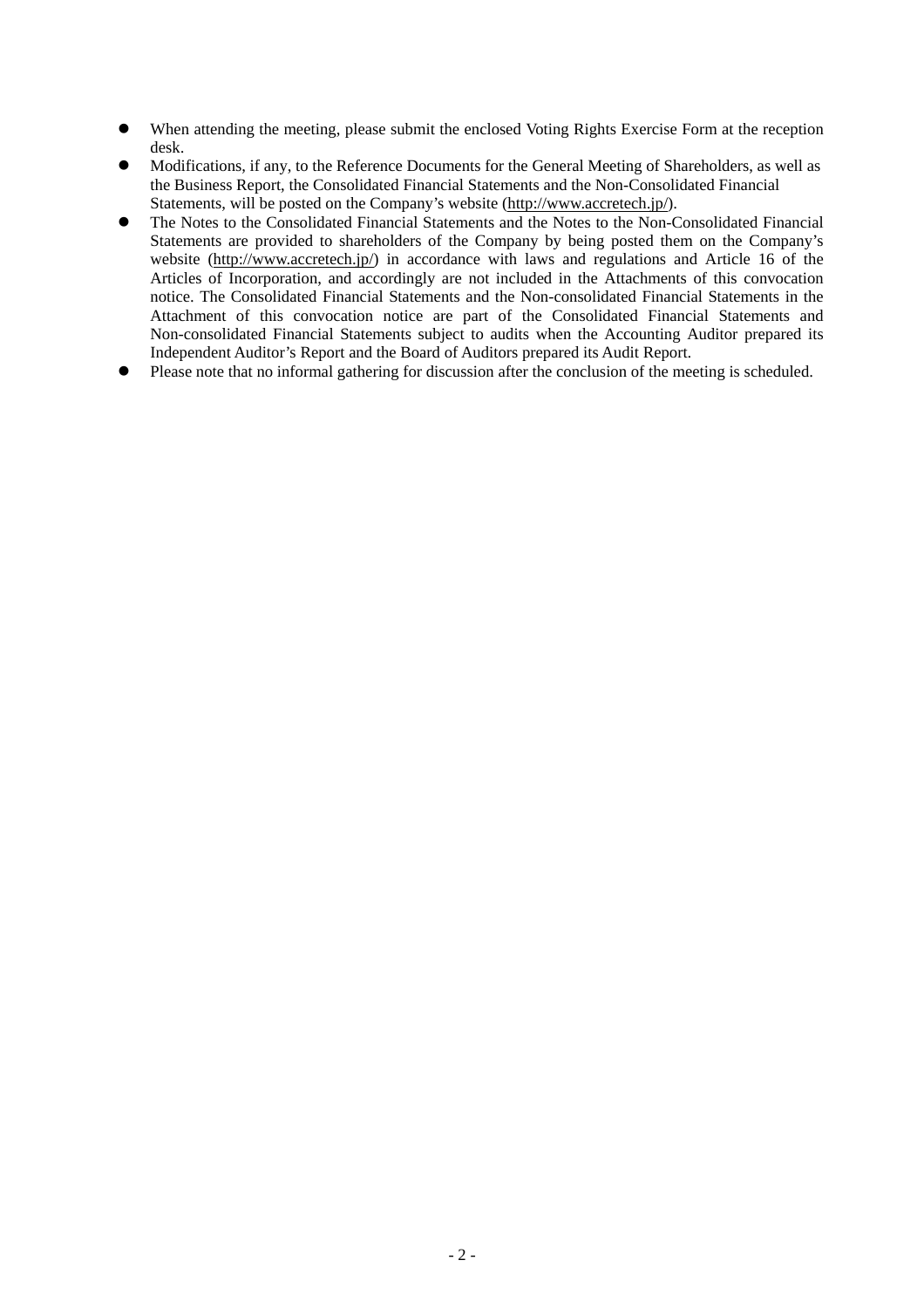- When attending the meeting, please submit the enclosed Voting Rights Exercise Form at the reception desk.
- Modifications, if any, to the Reference Documents for the General Meeting of Shareholders, as well as the Business Report, the Consolidated Financial Statements and the Non-Consolidated Financial Statements, will be posted on the Company's website (http://www.accretech.jp/).
- The Notes to the Consolidated Financial Statements and the Notes to the Non-Consolidated Financial Statements are provided to shareholders of the Company by being posted them on the Company's website (http://www.accretech.jp/) in accordance with laws and regulations and Article 16 of the Articles of Incorporation, and accordingly are not included in the Attachments of this convocation notice. The Consolidated Financial Statements and the Non-consolidated Financial Statements in the Attachment of this convocation notice are part of the Consolidated Financial Statements and Non-consolidated Financial Statements subject to audits when the Accounting Auditor prepared its Independent Auditor's Report and the Board of Auditors prepared its Audit Report.
- Please note that no informal gathering for discussion after the conclusion of the meeting is scheduled.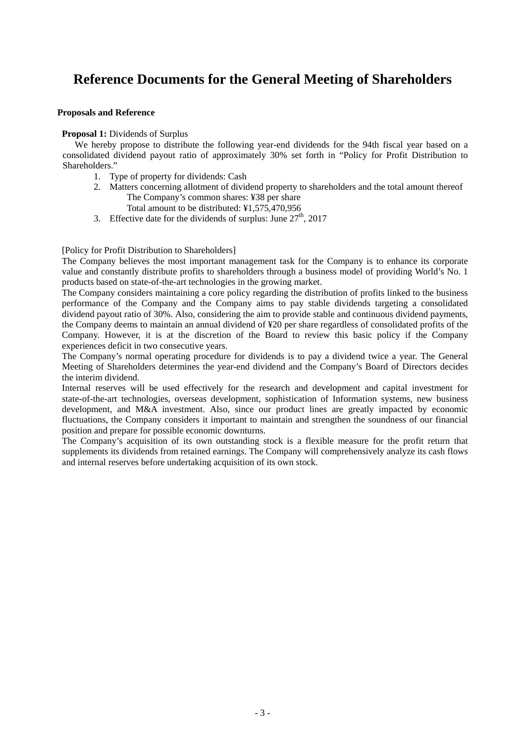# Reference Documents for the General Meeting of Shareholders

**Proposals and Reference**

**Proposal 1:** Dividends of Surplus

We hereby propose to distribute the following year-end dividends for the 94th fiscal year based on a consolidated dividend payout ratio of approximately 30% set forth in “Policy for Profit Distribution to Shareholders.”

1. Type of property for dividends: Cash
2. Matters concerning allotment of dividend property to shareholders and the total amount thereof
   The Company’s common shares: ¥38 per share
   Total amount to be distributed: ¥1,575,470,956
3. Effective date for the dividends of surplus: June 27th, 2017

[Policy for Profit Distribution to Shareholders]

The Company believes the most important management task for the Company is to enhance its corporate value and constantly distribute profits to shareholders through a business model of providing World’s No. 1 products based on state-of-the-art technologies in the growing market.

The Company considers maintaining a core policy regarding the distribution of profits linked to the business performance of the Company and the Company aims to pay stable dividends targeting a consolidated dividend payout ratio of 30%. Also, considering the aim to provide stable and continuous dividend payments, the Company deems to maintain an annual dividend of ¥20 per share regardless of consolidated profits of the Company. However, it is at the discretion of the Board to review this basic policy if the Company experiences deficit in two consecutive years.

The Company’s normal operating procedure for dividends is to pay a dividend twice a year. The General Meeting of Shareholders determines the year-end dividend and the Company’s Board of Directors decides the interim dividend.

Internal reserves will be used effectively for the research and development and capital investment for state-of-the-art technologies, overseas development, sophistication of Information systems, new business development, and M&A investment. Also, since our product lines are greatly impacted by economic fluctuations, the Company considers it important to maintain and strengthen the soundness of our financial position and prepare for possible economic downturns.

The Company’s acquisition of its own outstanding stock is a flexible measure for the profit return that supplements its dividends from retained earnings. The Company will comprehensively analyze its cash flows and internal reserves before undertaking acquisition of its own stock.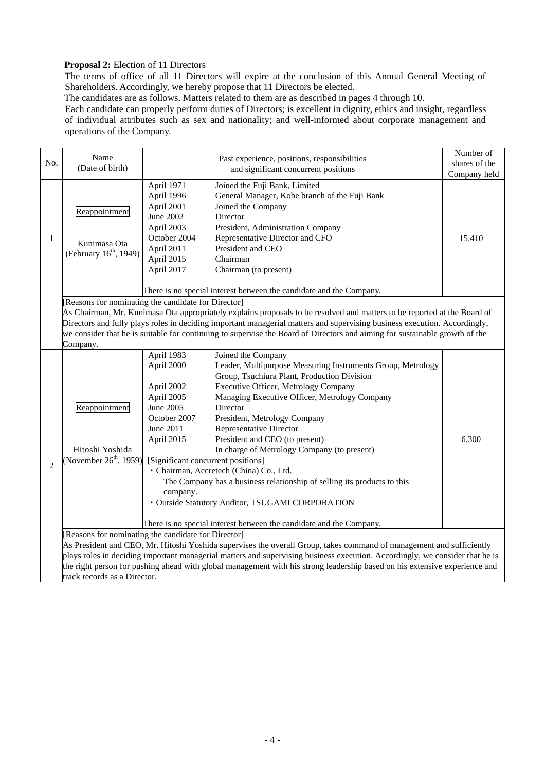**Proposal 2:** Election of 11 Directors

The terms of office of all 11 Directors will expire at the conclusion of this Annual General Meeting of Shareholders. Accordingly, we hereby propose that 11 Directors be elected.

The candidates are as follows. Matters related to them are as described in pages 4 through 10.

Each candidate can properly perform duties of Directors; is excellent in dignity, ethics and insight, regardless of individual attributes such as sex and nationality; and well-informed about corporate management and operations of the Company.

| No. | Name (Date of birth) | Past experience, positions, responsibilities and significant concurrent positions | Number of shares of the Company held |
|---|---|---|---|
| 1 | Reappointment<br><br>Kunimasa Ota<br>(February 16th, 1949) | April 1971 Joined the Fuji Bank, Limited<br>April 1996 General Manager, Kobe branch of the Fuji Bank<br>April 2001 Joined the Company<br>June 2002 Director<br>April 2003 President, Administration Company<br>October 2004 Representative Director and CFO<br>April 2011 President and CEO<br>April 2015 Chairman<br>April 2017 Chairman (to present)<br><br>There is no special interest between the candidate and the Company. | 15,410 |
| | [Reasons for nominating the candidate for Director]<br>As Chairman, Mr. Kunimasa Ota appropriately explains proposals to be resolved and matters to be reported at the Board of Directors and fully plays roles in deciding important managerial matters and supervising business execution. Accordingly, we consider that he is suitable for continuing to supervise the Board of Directors and aiming for sustainable growth of the Company. | | |
| 2 | Reappointment<br><br>Hitoshi Yoshida<br>(November 26th, 1959) | April 1983 Joined the Company<br>April 2000 Leader, Multipurpose Measuring Instruments Group, Metrology Group, Tsuchiura Plant, Production Division<br>April 2002 Executive Officer, Metrology Company<br>April 2005 Managing Executive Officer, Metrology Company<br>June 2005 Director<br>October 2007 President, Metrology Company<br>June 2011 Representative Director<br>April 2015 President and CEO (to present)<br>In charge of Metrology Company (to present)<br>[Significant concurrent positions]<br>・Chairman, Accretech (China) Co., Ltd.<br>The Company has a business relationship of selling its products to this company.<br>・Outside Statutory Auditor, TSUGAMI CORPORATION<br><br>There is no special interest between the candidate and the Company. | 6,300 |
| | [Reasons for nominating the candidate for Director]<br>As President and CEO, Mr. Hitoshi Yoshida supervises the overall Group, takes command of management and sufficiently plays roles in deciding important managerial matters and supervising business execution. Accordingly, we consider that he is the right person for pushing ahead with global management with his strong leadership based on his extensive experience and track records as a Director. | | |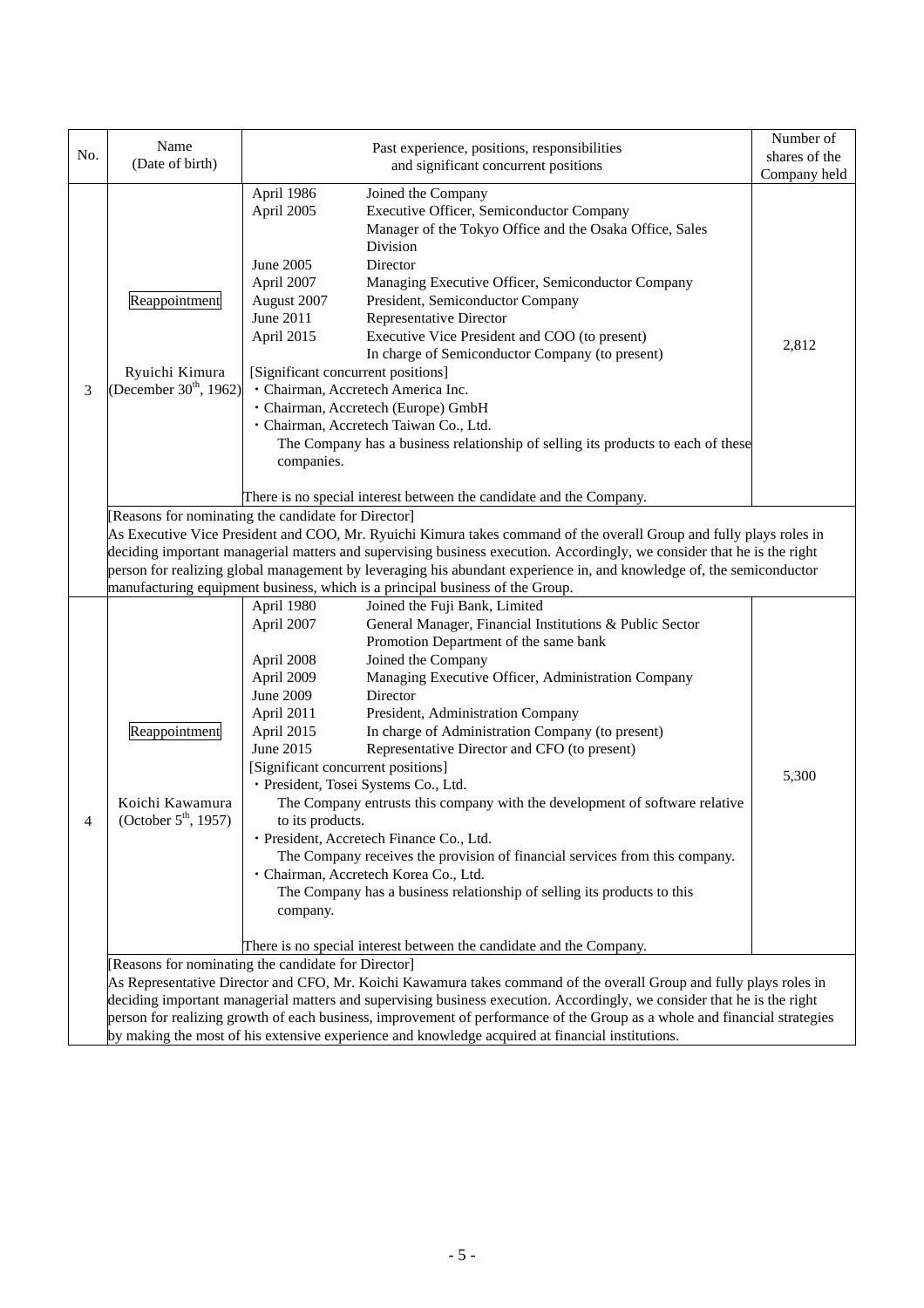| No. | Name (Date of birth) | Past experience, positions, responsibilities and significant concurrent positions | Number of shares of the Company held |
|---|---|---|---|
| 3 | Reappointment<br><br>Ryuichi Kimura<br>(December 30th, 1962) | April 1986 Joined the Company<br>April 2005 Executive Officer, Semiconductor Company<br>Manager of the Tokyo Office and the Osaka Office, Sales Division<br>June 2005 Director<br>April 2007 Managing Executive Officer, Semiconductor Company<br>August 2007 President, Semiconductor Company<br>June 2011 Representative Director<br>April 2015 Executive Vice President and COO (to present)<br>In charge of Semiconductor Company (to present)<br>[Significant concurrent positions]<br>・Chairman, Accretech America Inc.<br>・Chairman, Accretech (Europe) GmbH<br>・Chairman, Accretech Taiwan Co., Ltd.<br>The Company has a business relationship of selling its products to each of these companies.<br><br>There is no special interest between the candidate and the Company. | 2,812 |
| | [Reasons for nominating the candidate for Director]<br>As Executive Vice President and COO, Mr. Ryuichi Kimura takes command of the overall Group and fully plays roles in deciding important managerial matters and supervising business execution. Accordingly, we consider that he is the right person for realizing global management by leveraging his abundant experience in, and knowledge of, the semiconductor manufacturing equipment business, which is a principal business of the Group. | | |
| 4 | Reappointment<br><br>Koichi Kawamura<br>(October 5th, 1957) | April 1980 Joined the Fuji Bank, Limited<br>April 2007 General Manager, Financial Institutions & Public Sector Promotion Department of the same bank<br>April 2008 Joined the Company<br>April 2009 Managing Executive Officer, Administration Company<br>June 2009 Director<br>April 2011 President, Administration Company<br>April 2015 In charge of Administration Company (to present)<br>June 2015 Representative Director and CFO (to present)<br>[Significant concurrent positions]<br>・President, Tosei Systems Co., Ltd.<br>The Company entrusts this company with the development of software relative to its products.<br>・President, Accretech Finance Co., Ltd.<br>The Company receives the provision of financial services from this company.<br>・Chairman, Accretech Korea Co., Ltd.<br>The Company has a business relationship of selling its products to this company.<br><br>There is no special interest between the candidate and the Company. | 5,300 |
| | [Reasons for nominating the candidate for Director]<br>As Representative Director and CFO, Mr. Koichi Kawamura takes command of the overall Group and fully plays roles in deciding important managerial matters and supervising business execution. Accordingly, we consider that he is the right person for realizing growth of each business, improvement of performance of the Group as a whole and financial strategies by making the most of his extensive experience and knowledge acquired at financial institutions. | | |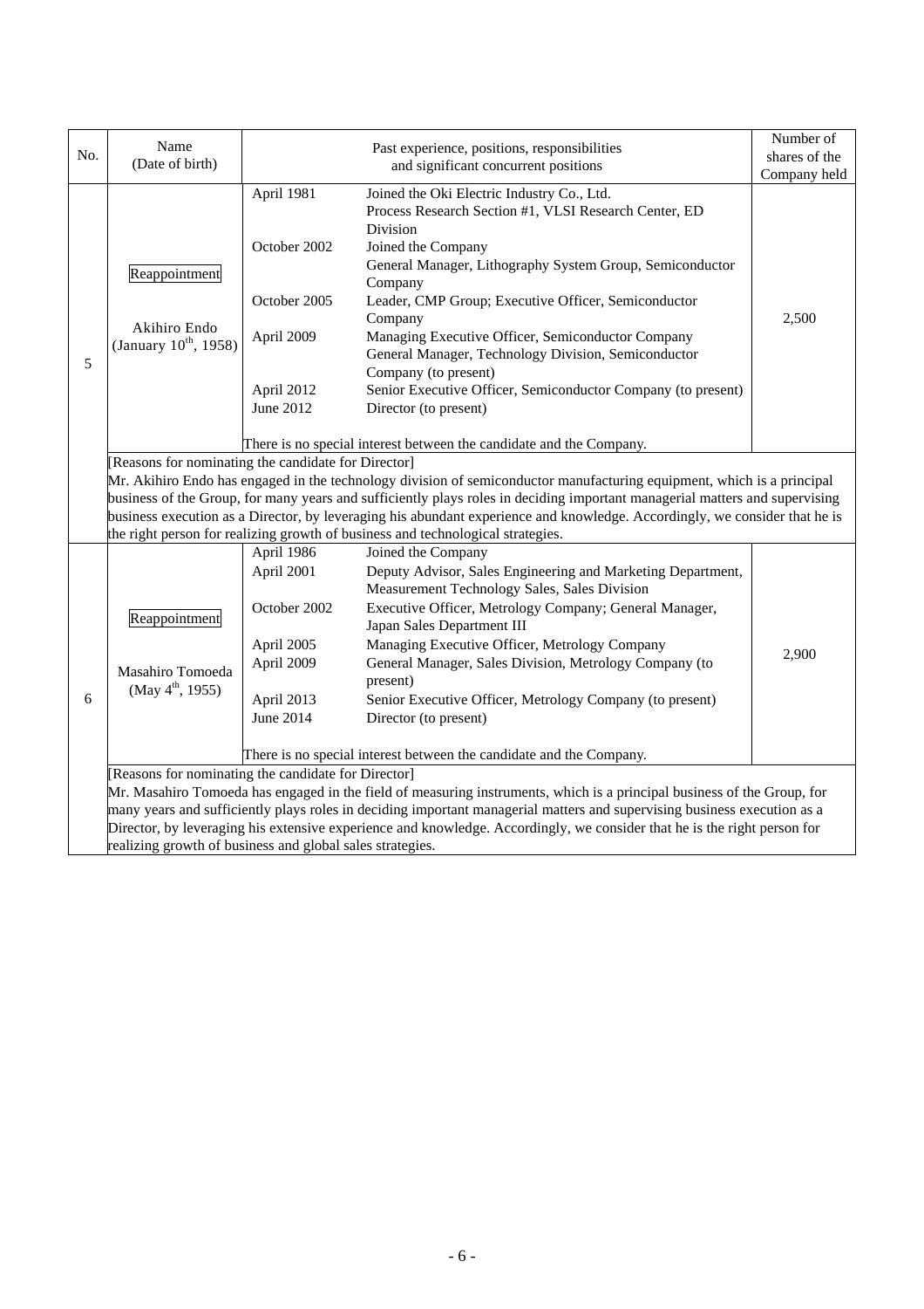| No. | Name (Date of birth) | Past experience, positions, responsibilities and significant concurrent positions | | Number of shares of the Company held |
|---|---|---|---|---|
| 5 | Reappointment<br><br>Akihiro Endo<br>(January 10th, 1958) | April 1981<br><br><br>October 2002<br><br><br>October 2005<br><br>April 2009<br><br><br>April 2012<br>June 2012 | Joined the Oki Electric Industry Co., Ltd.<br>Process Research Section #1, VLSI Research Center, ED Division<br>Joined the Company<br>General Manager, Lithography System Group, Semiconductor Company<br>Leader, CMP Group; Executive Officer, Semiconductor Company<br>Managing Executive Officer, Semiconductor Company<br>General Manager, Technology Division, Semiconductor Company (to present)<br>Senior Executive Officer, Semiconductor Company (to present)<br>Director (to present) | 2,500 |
| | | There is no special interest between the candidate and the Company. | | |
| | [Reasons for nominating the candidate for Director]<br>Mr. Akihiro Endo has engaged in the technology division of semiconductor manufacturing equipment, which is a principal business of the Group, for many years and sufficiently plays roles in deciding important managerial matters and supervising business execution as a Director, by leveraging his abundant experience and knowledge. Accordingly, we consider that he is the right person for realizing growth of business and technological strategies. | | | |
| 6 | Reappointment<br><br>Masahiro Tomoeda<br>(May 4th, 1955) | April 1986<br>April 2001<br><br>October 2002<br><br>April 2005<br>April 2009<br><br>April 2013<br>June 2014 | Joined the Company<br>Deputy Advisor, Sales Engineering and Marketing Department, Measurement Technology Sales, Sales Division<br>Executive Officer, Metrology Company; General Manager, Japan Sales Department III<br>Managing Executive Officer, Metrology Company<br>General Manager, Sales Division, Metrology Company (to present)<br>Senior Executive Officer, Metrology Company (to present)<br>Director (to present) | 2,900 |
| | | There is no special interest between the candidate and the Company. | | |
| | [Reasons for nominating the candidate for Director]<br>Mr. Masahiro Tomoeda has engaged in the field of measuring instruments, which is a principal business of the Group, for many years and sufficiently plays roles in deciding important managerial matters and supervising business execution as a Director, by leveraging his extensive experience and knowledge. Accordingly, we consider that he is the right person for realizing growth of business and global sales strategies. | | | |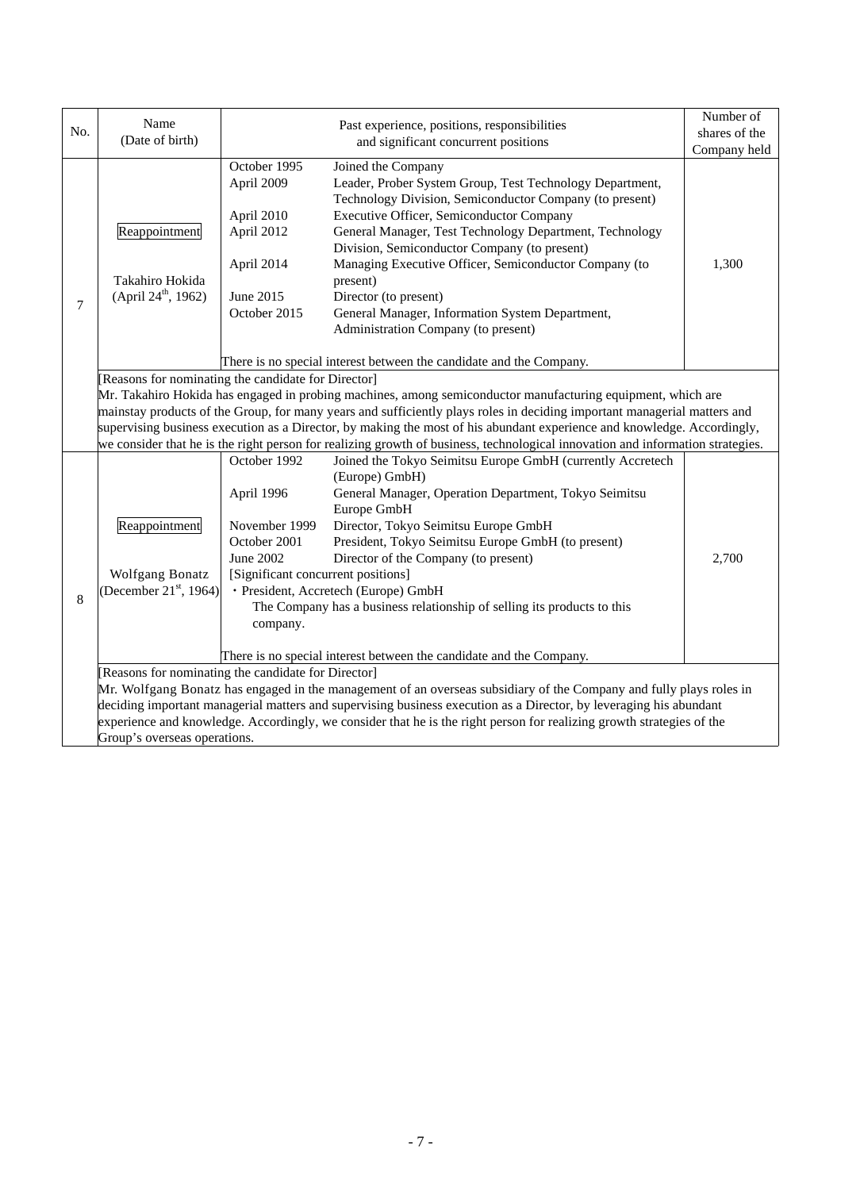| No. | Name (Date of birth) | Past experience, positions, responsibilities and significant concurrent positions | Number of shares of the Company held |
|---|---|---|---|
| 7 | Reappointment<br><br>Takahiro Hokida<br>(April 24th, 1962) | October 1995 Joined the Company<br>April 2009 Leader, Prober System Group, Test Technology Department, Technology Division, Semiconductor Company (to present)<br>April 2010 Executive Officer, Semiconductor Company<br>April 2012 General Manager, Test Technology Department, Technology Division, Semiconductor Company (to present)<br>April 2014 Managing Executive Officer, Semiconductor Company (to present)<br>June 2015 Director (to present)<br>October 2015 General Manager, Information System Department, Administration Company (to present)<br><br>There is no special interest between the candidate and the Company. | 1,300 |
| | [Reasons for nominating the candidate for Director]<br>Mr. Takahiro Hokida has engaged in probing machines, among semiconductor manufacturing equipment, which are mainstay products of the Group, for many years and sufficiently plays roles in deciding important managerial matters and supervising business execution as a Director, by making the most of his abundant experience and knowledge. Accordingly, we consider that he is the right person for realizing growth of business, technological innovation and information strategies. | | |
| 8 | Reappointment<br><br>Wolfgang Bonatz<br>(December 21st, 1964) | October 1992 Joined the Tokyo Seimitsu Europe GmbH (currently Accretech (Europe) GmbH)<br>April 1996 General Manager, Operation Department, Tokyo Seimitsu Europe GmbH<br>November 1999 Director, Tokyo Seimitsu Europe GmbH<br>October 2001 President, Tokyo Seimitsu Europe GmbH (to present)<br>June 2002 Director of the Company (to present)<br>[Significant concurrent positions]<br>・President, Accretech (Europe) GmbH<br>The Company has a business relationship of selling its products to this company.<br><br>There is no special interest between the candidate and the Company. | 2,700 |
| | [Reasons for nominating the candidate for Director]<br>Mr. Wolfgang Bonatz has engaged in the management of an overseas subsidiary of the Company and fully plays roles in deciding important managerial matters and supervising business execution as a Director, by leveraging his abundant experience and knowledge. Accordingly, we consider that he is the right person for realizing growth strategies of the Group's overseas operations. | | |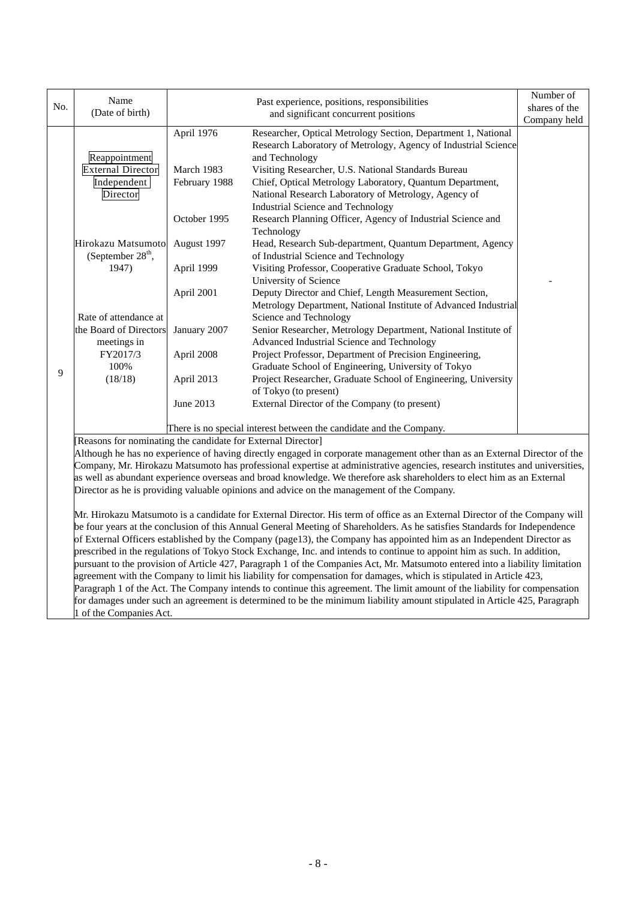| No. | Name (Date of birth) | Past experience, positions, responsibilities and significant concurrent positions | | Number of shares of the Company held |
|---|---|---|---|---|
| 9 | Reappointment<br>External Director<br>Independent Director<br><br>Hirokazu Matsumoto<br>(September 28th, 1947)<br><br>Rate of attendance at the Board of Directors meetings in FY2017/3<br>100%<br>(18/18) | April 1976 | Researcher, Optical Metrology Section, Department 1, National Research Laboratory of Metrology, Agency of Industrial Science and Technology | - |
| | | March 1983 | Visiting Researcher, U.S. National Standards Bureau | |
| | | February 1988 | Chief, Optical Metrology Laboratory, Quantum Department, National Research Laboratory of Metrology, Agency of Industrial Science and Technology | |
| | | October 1995 | Research Planning Officer, Agency of Industrial Science and Technology | |
| | | August 1997 | Head, Research Sub-department, Quantum Department, Agency of Industrial Science and Technology | |
| | | April 1999 | Visiting Professor, Cooperative Graduate School, Tokyo University of Science | |
| | | April 2001 | Deputy Director and Chief, Length Measurement Section, Metrology Department, National Institute of Advanced Industrial Science and Technology | |
| | | January 2007 | Senior Researcher, Metrology Department, National Institute of Advanced Industrial Science and Technology | |
| | | April 2008 | Project Professor, Department of Precision Engineering, Graduate School of Engineering, University of Tokyo | |
| | | April 2013 | Project Researcher, Graduate School of Engineering, University of Tokyo (to present) | |
| | | June 2013 | External Director of the Company (to present) | |
| | | There is no special interest between the candidate and the Company. | | |

[Reasons for nominating the candidate for External Director]

Although he has no experience of having directly engaged in corporate management other than as an External Director of the Company, Mr. Hirokazu Matsumoto has professional expertise at administrative agencies, research institutes and universities, as well as abundant experience overseas and broad knowledge. We therefore ask shareholders to elect him as an External Director as he is providing valuable opinions and advice on the management of the Company.

Mr. Hirokazu Matsumoto is a candidate for External Director. His term of office as an External Director of the Company will be four years at the conclusion of this Annual General Meeting of Shareholders. As he satisfies Standards for Independence of External Officers established by the Company (page13), the Company has appointed him as an Independent Director as prescribed in the regulations of Tokyo Stock Exchange, Inc. and intends to continue to appoint him as such. In addition, pursuant to the provision of Article 427, Paragraph 1 of the Companies Act, Mr. Matsumoto entered into a liability limitation agreement with the Company to limit his liability for compensation for damages, which is stipulated in Article 423, Paragraph 1 of the Act. The Company intends to continue this agreement. The limit amount of the liability for compensation for damages under such an agreement is determined to be the minimum liability amount stipulated in Article 425, Paragraph 1 of the Companies Act.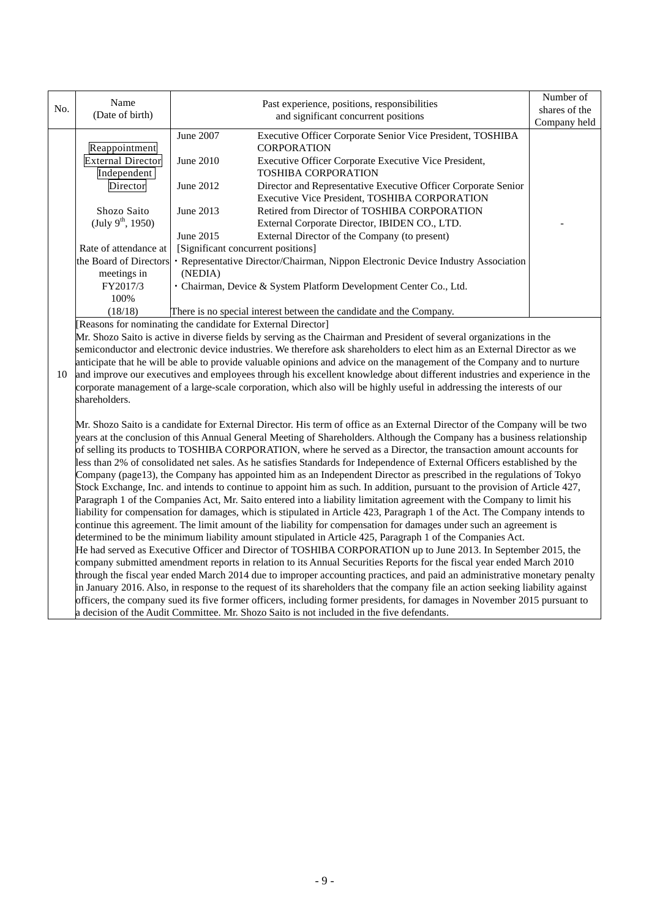| No. | Name (Date of birth) | Past experience, positions, responsibilities and significant concurrent positions | | Number of shares of the Company held |
|---|---|---|---|---|
| 10 | Reappointment<br>External Director<br>Independent Director<br><br>Shozo Saito<br>(July 9th, 1950)<br><br>Rate of attendance at the Board of Directors meetings in FY2017/3<br>100%<br>(18/18) | June 2007 | Executive Officer Corporate Senior Vice President, TOSHIBA CORPORATION | - |
| | | June 2010 | Executive Officer Corporate Executive Vice President, TOSHIBA CORPORATION | |
| | | June 2012 | Director and Representative Executive Officer Corporate Senior Executive Vice President, TOSHIBA CORPORATION | |
| | | June 2013 | Retired from Director of TOSHIBA CORPORATION<br>External Corporate Director, IBIDEN CO., LTD. | |
| | | June 2015 | External Director of the Company (to present) | |
| | | [Significant concurrent positions]<br>・Representative Director/Chairman, Nippon Electronic Device Industry Association (NEDIA)<br>・Chairman, Device & System Platform Development Center Co., Ltd.<br><br>There is no special interest between the candidate and the Company. | | |

[Reasons for nominating the candidate for External Director]

Mr. Shozo Saito is active in diverse fields by serving as the Chairman and President of several organizations in the semiconductor and electronic device industries. We therefore ask shareholders to elect him as an External Director as we anticipate that he will be able to provide valuable opinions and advice on the management of the Company and to nurture and improve our executives and employees through his excellent knowledge about different industries and experience in the corporate management of a large-scale corporation, which also will be highly useful in addressing the interests of our shareholders.

Mr. Shozo Saito is a candidate for External Director. His term of office as an External Director of the Company will be two years at the conclusion of this Annual General Meeting of Shareholders. Although the Company has a business relationship of selling its products to TOSHIBA CORPORATION, where he served as a Director, the transaction amount accounts for less than 2% of consolidated net sales. As he satisfies Standards for Independence of External Officers established by the Company (page13), the Company has appointed him as an Independent Director as prescribed in the regulations of Tokyo Stock Exchange, Inc. and intends to continue to appoint him as such. In addition, pursuant to the provision of Article 427, Paragraph 1 of the Companies Act, Mr. Saito entered into a liability limitation agreement with the Company to limit his liability for compensation for damages, which is stipulated in Article 423, Paragraph 1 of the Act. The Company intends to continue this agreement. The limit amount of the liability for compensation for damages under such an agreement is determined to be the minimum liability amount stipulated in Article 425, Paragraph 1 of the Companies Act.

He had served as Executive Officer and Director of TOSHIBA CORPORATION up to June 2013. In September 2015, the company submitted amendment reports in relation to its Annual Securities Reports for the fiscal year ended March 2010 through the fiscal year ended March 2014 due to improper accounting practices, and paid an administrative monetary penalty in January 2016. Also, in response to the request of its shareholders that the company file an action seeking liability against officers, the company sued its five former officers, including former presidents, for damages in November 2015 pursuant to a decision of the Audit Committee. Mr. Shozo Saito is not included in the five defendants.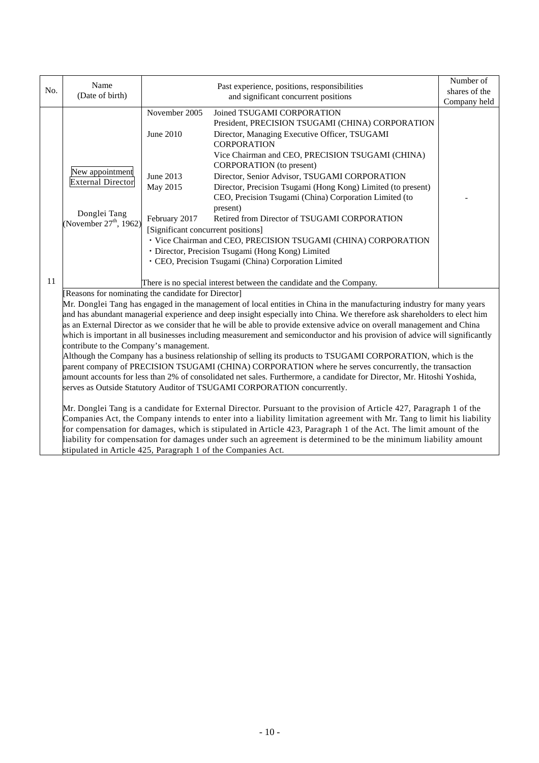| No. | Name (Date of birth) | Past experience, positions, responsibilities and significant concurrent positions | Number of shares of the Company held |
|---|---|---|---|
| 11 | New appointment<br>External Director<br><br>Donglei Tang<br>(November 27th, 1962) | November 2005 Joined TSUGAMI CORPORATION<br>President, PRECISION TSUGAMI (CHINA) CORPORATION<br>June 2010 Director, Managing Executive Officer, TSUGAMI CORPORATION<br>Vice Chairman and CEO, PRECISION TSUGAMI (CHINA) CORPORATION (to present)<br>June 2013 Director, Senior Advisor, TSUGAMI CORPORATION<br>May 2015 Director, Precision Tsugami (Hong Kong) Limited (to present)<br>CEO, Precision Tsugami (China) Corporation Limited (to present)<br>February 2017 Retired from Director of TSUGAMI CORPORATION<br>[Significant concurrent positions]<br>・Vice Chairman and CEO, PRECISION TSUGAMI (CHINA) CORPORATION<br>・Director, Precision Tsugami (Hong Kong) Limited<br>・CEO, Precision Tsugami (China) Corporation Limited<br><br>There is no special interest between the candidate and the Company. | - |

[Reasons for nominating the candidate for Director]

Mr. Donglei Tang has engaged in the management of local entities in China in the manufacturing industry for many years and has abundant managerial experience and deep insight especially into China. We therefore ask shareholders to elect him as an External Director as we consider that he will be able to provide extensive advice on overall management and China which is important in all businesses including measurement and semiconductor and his provision of advice will significantly contribute to the Company's management.

Although the Company has a business relationship of selling its products to TSUGAMI CORPORATION, which is the parent company of PRECISION TSUGAMI (CHINA) CORPORATION where he serves concurrently, the transaction amount accounts for less than 2% of consolidated net sales. Furthermore, a candidate for Director, Mr. Hitoshi Yoshida, serves as Outside Statutory Auditor of TSUGAMI CORPORATION concurrently.

Mr. Donglei Tang is a candidate for External Director. Pursuant to the provision of Article 427, Paragraph 1 of the Companies Act, the Company intends to enter into a liability limitation agreement with Mr. Tang to limit his liability for compensation for damages, which is stipulated in Article 423, Paragraph 1 of the Act. The limit amount of the liability for compensation for damages under such an agreement is determined to be the minimum liability amount stipulated in Article 425, Paragraph 1 of the Companies Act.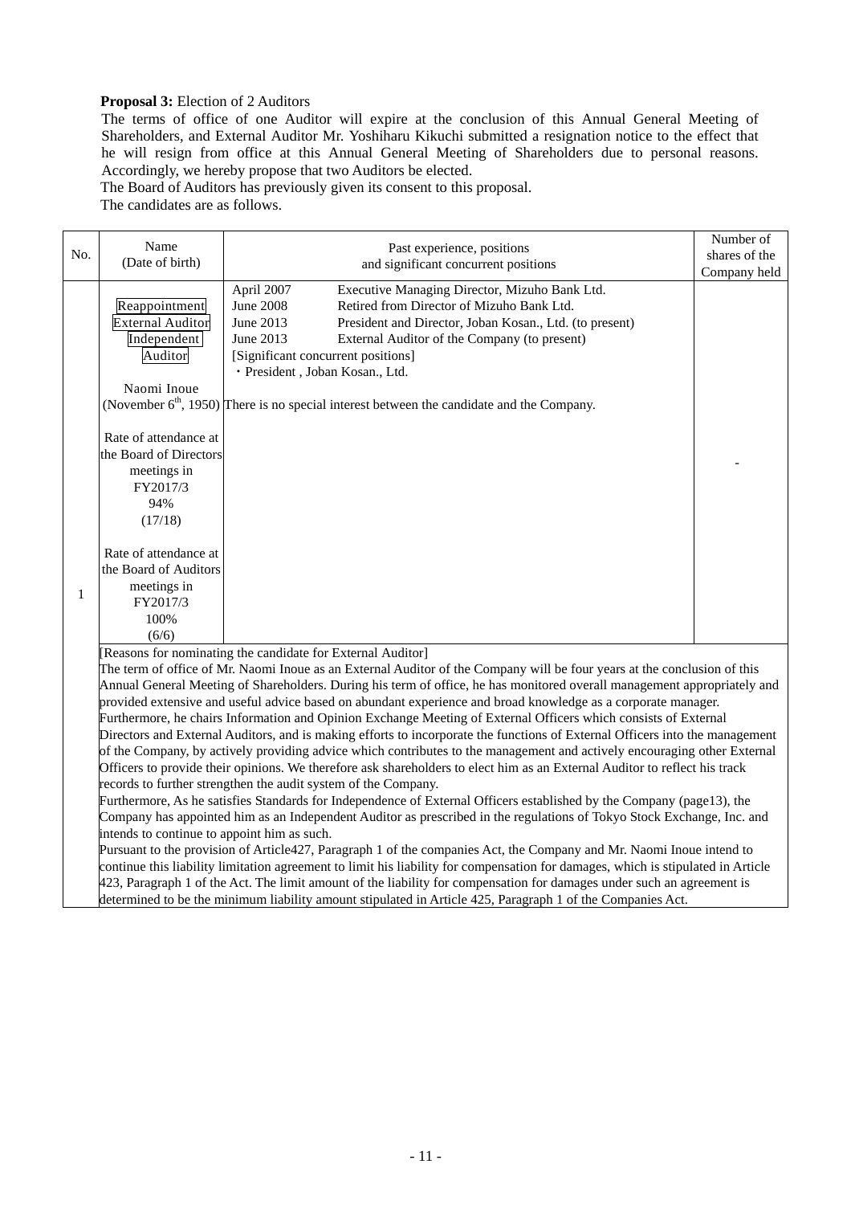**Proposal 3:** Election of 2 Auditors

The terms of office of one Auditor will expire at the conclusion of this Annual General Meeting of Shareholders, and External Auditor Mr. Yoshiharu Kikuchi submitted a resignation notice to the effect that he will resign from office at this Annual General Meeting of Shareholders due to personal reasons. Accordingly, we hereby propose that two Auditors be elected.

The Board of Auditors has previously given its consent to this proposal.

The candidates are as follows.

| No. | Name (Date of birth) | Past experience, positions and significant concurrent positions | Number of shares of the Company held |
|---|---|---|---|
| 1 | Reappointment<br>External Auditor<br>Independent Auditor<br><br>Naomi Inoue<br>(November 6th, 1950)<br><br>Rate of attendance at the Board of Directors meetings in FY2017/3<br>94%<br>(17/18)<br><br>Rate of attendance at the Board of Auditors meetings in FY2017/3<br>100%<br>(6/6) | April 2007 Executive Managing Director, Mizuho Bank Ltd.<br>June 2008 Retired from Director of Mizuho Bank Ltd.<br>June 2013 President and Director, Joban Kosan., Ltd. (to present)<br>June 2013 External Auditor of the Company (to present)<br>[Significant concurrent positions]<br>・President , Joban Kosan., Ltd.<br><br>There is no special interest between the candidate and the Company. | - |

[Reasons for nominating the candidate for External Auditor]

The term of office of Mr. Naomi Inoue as an External Auditor of the Company will be four years at the conclusion of this Annual General Meeting of Shareholders. During his term of office, he has monitored overall management appropriately and provided extensive and useful advice based on abundant experience and broad knowledge as a corporate manager.

Furthermore, he chairs Information and Opinion Exchange Meeting of External Officers which consists of External Directors and External Auditors, and is making efforts to incorporate the functions of External Officers into the management of the Company, by actively providing advice which contributes to the management and actively encouraging other External Officers to provide their opinions. We therefore ask shareholders to elect him as an External Auditor to reflect his track records to further strengthen the audit system of the Company.

Furthermore, As he satisfies Standards for Independence of External Officers established by the Company (page13), the Company has appointed him as an Independent Auditor as prescribed in the regulations of Tokyo Stock Exchange, Inc. and intends to continue to appoint him as such.

Pursuant to the provision of Article427, Paragraph 1 of the companies Act, the Company and Mr. Naomi Inoue intend to continue this liability limitation agreement to limit his liability for compensation for damages, which is stipulated in Article 423, Paragraph 1 of the Act. The limit amount of the liability for compensation for damages under such an agreement is determined to be the minimum liability amount stipulated in Article 425, Paragraph 1 of the Companies Act.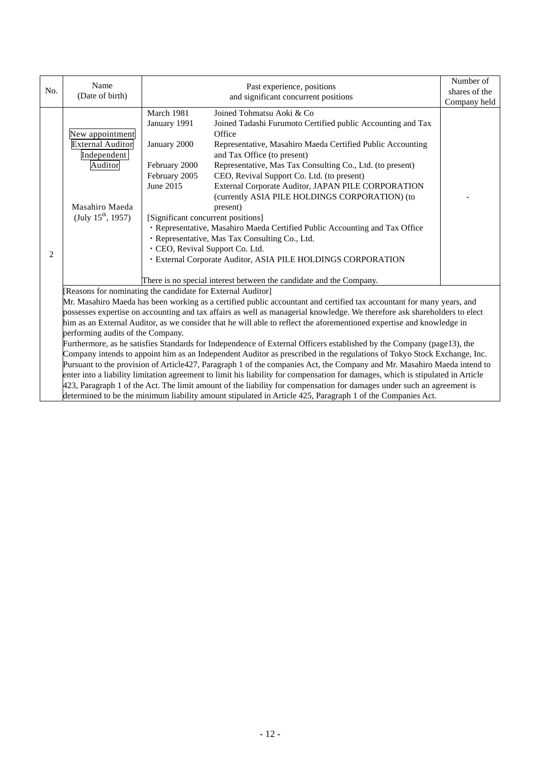| No. | Name (Date of birth) | Past experience, positions and significant concurrent positions | | Number of shares of the Company held |
|---|---|---|---|---|
| 2 | New appointment<br>External Auditor<br>Independent Auditor<br><br>Masahiro Maeda<br>(July 15th, 1957) | March 1981 | Joined Tohmatsu Aoki & Co | - |
| | | January 1991 | Joined Tadashi Furumoto Certified public Accounting and Tax Office | |
| | | January 2000 | Representative, Masahiro Maeda Certified Public Accounting and Tax Office (to present) | |
| | | February 2000 | Representative, Mas Tax Consulting Co., Ltd. (to present) | |
| | | February 2005 | CEO, Revival Support Co. Ltd. (to present) | |
| | | June 2015 | External Corporate Auditor, JAPAN PILE CORPORATION (currently ASIA PILE HOLDINGS CORPORATION) (to present) | |
| | | [Significant concurrent positions]<br>・Representative, Masahiro Maeda Certified Public Accounting and Tax Office<br>・Representative, Mas Tax Consulting Co., Ltd.<br>・CEO, Revival Support Co. Ltd.<br>・External Corporate Auditor, ASIA PILE HOLDINGS CORPORATION<br><br>There is no special interest between the candidate and the Company. | | |

[Reasons for nominating the candidate for External Auditor]
Mr. Masahiro Maeda has been working as a certified public accountant and certified tax accountant for many years, and possesses expertise on accounting and tax affairs as well as managerial knowledge. We therefore ask shareholders to elect him as an External Auditor, as we consider that he will able to reflect the aforementioned expertise and knowledge in performing audits of the Company.
Furthermore, as he satisfies Standards for Independence of External Officers established by the Company (page13), the Company intends to appoint him as an Independent Auditor as prescribed in the regulations of Tokyo Stock Exchange, Inc. Pursuant to the provision of Article427, Paragraph 1 of the companies Act, the Company and Mr. Masahiro Maeda intend to enter into a liability limitation agreement to limit his liability for compensation for damages, which is stipulated in Article 423, Paragraph 1 of the Act. The limit amount of the liability for compensation for damages under such an agreement is determined to be the minimum liability amount stipulated in Article 425, Paragraph 1 of the Companies Act.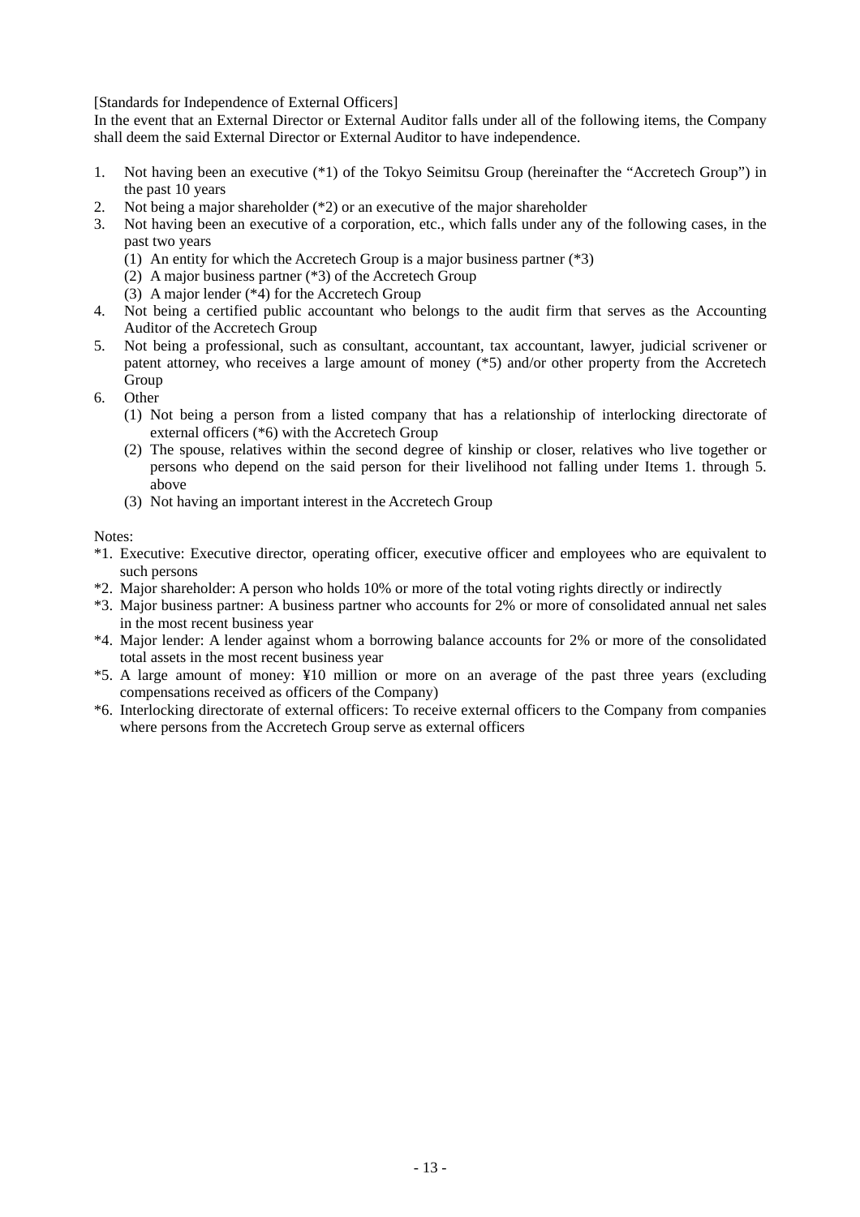[Standards for Independence of External Officers]
In the event that an External Director or External Auditor falls under all of the following items, the Company shall deem the said External Director or External Auditor to have independence.

1. Not having been an executive (*1) of the Tokyo Seimitsu Group (hereinafter the "Accretech Group") in the past 10 years
2. Not being a major shareholder (*2) or an executive of the major shareholder
3. Not having been an executive of a corporation, etc., which falls under any of the following cases, in the past two years
   (1) An entity for which the Accretech Group is a major business partner (*3)
   (2) A major business partner (*3) of the Accretech Group
   (3) A major lender (*4) for the Accretech Group
4. Not being a certified public accountant who belongs to the audit firm that serves as the Accounting Auditor of the Accretech Group
5. Not being a professional, such as consultant, accountant, tax accountant, lawyer, judicial scrivener or patent attorney, who receives a large amount of money (*5) and/or other property from the Accretech Group
6. Other
   (1) Not being a person from a listed company that has a relationship of interlocking directorate of external officers (*6) with the Accretech Group
   (2) The spouse, relatives within the second degree of kinship or closer, relatives who live together or persons who depend on the said person for their livelihood not falling under Items 1. through 5. above
   (3) Not having an important interest in the Accretech Group

Notes:
*1. Executive: Executive director, operating officer, executive officer and employees who are equivalent to such persons
*2. Major shareholder: A person who holds 10% or more of the total voting rights directly or indirectly
*3. Major business partner: A business partner who accounts for 2% or more of consolidated annual net sales in the most recent business year
*4. Major lender: A lender against whom a borrowing balance accounts for 2% or more of the consolidated total assets in the most recent business year
*5. A large amount of money: ¥10 million or more on an average of the past three years (excluding compensations received as officers of the Company)
*6. Interlocking directorate of external officers: To receive external officers to the Company from companies where persons from the Accretech Group serve as external officers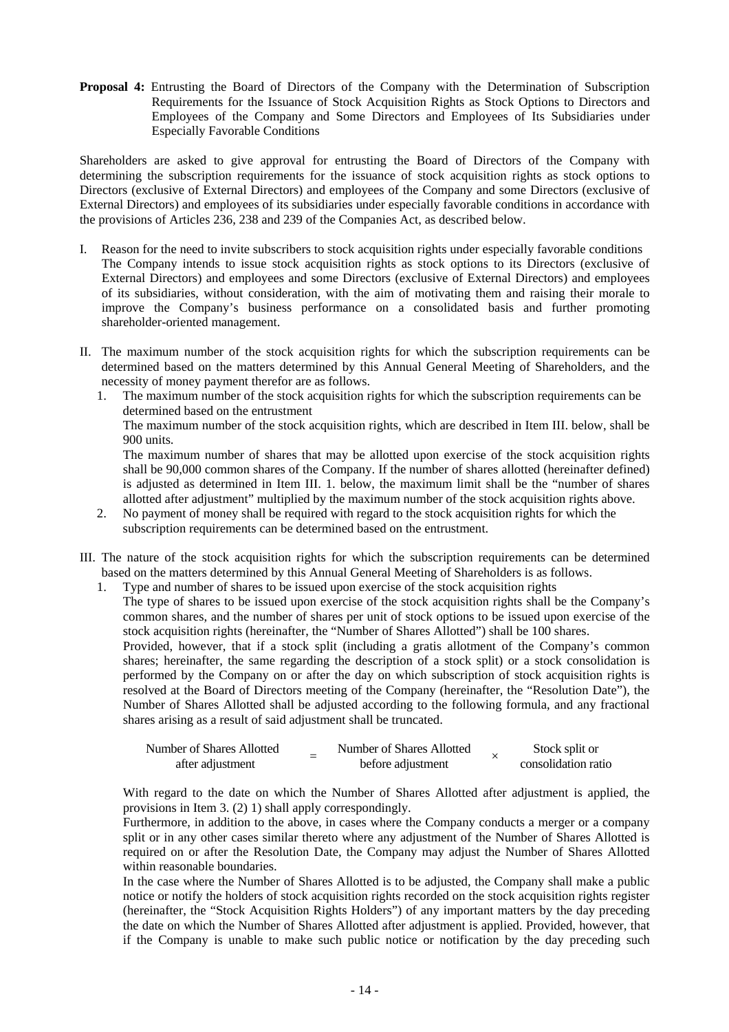**Proposal 4:** Entrusting the Board of Directors of the Company with the Determination of Subscription Requirements for the Issuance of Stock Acquisition Rights as Stock Options to Directors and Employees of the Company and Some Directors and Employees of Its Subsidiaries under Especially Favorable Conditions

Shareholders are asked to give approval for entrusting the Board of Directors of the Company with determining the subscription requirements for the issuance of stock acquisition rights as stock options to Directors (exclusive of External Directors) and employees of the Company and some Directors (exclusive of External Directors) and employees of its subsidiaries under especially favorable conditions in accordance with the provisions of Articles 236, 238 and 239 of the Companies Act, as described below.

I. Reason for the need to invite subscribers to stock acquisition rights under especially favorable conditions
   The Company intends to issue stock acquisition rights as stock options to its Directors (exclusive of External Directors) and employees and some Directors (exclusive of External Directors) and employees of its subsidiaries, without consideration, with the aim of motivating them and raising their morale to improve the Company's business performance on a consolidated basis and further promoting shareholder-oriented management.

II. The maximum number of the stock acquisition rights for which the subscription requirements can be determined based on the matters determined by this Annual General Meeting of Shareholders, and the necessity of money payment therefor are as follows.
   1. The maximum number of the stock acquisition rights for which the subscription requirements can be determined based on the entrustment
      The maximum number of the stock acquisition rights, which are described in Item III. below, shall be 900 units.
      The maximum number of shares that may be allotted upon exercise of the stock acquisition rights shall be 90,000 common shares of the Company. If the number of shares allotted (hereinafter defined) is adjusted as determined in Item III. 1. below, the maximum limit shall be the "number of shares allotted after adjustment" multiplied by the maximum number of the stock acquisition rights above.
   2. No payment of money shall be required with regard to the stock acquisition rights for which the subscription requirements can be determined based on the entrustment.

III. The nature of the stock acquisition rights for which the subscription requirements can be determined based on the matters determined by this Annual General Meeting of Shareholders is as follows.
   1. Type and number of shares to be issued upon exercise of the stock acquisition rights
      The type of shares to be issued upon exercise of the stock acquisition rights shall be the Company's common shares, and the number of shares per unit of stock options to be issued upon exercise of the stock acquisition rights (hereinafter, the "Number of Shares Allotted") shall be 100 shares.
      Provided, however, that if a stock split (including a gratis allotment of the Company's common shares; hereinafter, the same regarding the description of a stock split) or a stock consolidation is performed by the Company on or after the day on which subscription of stock acquisition rights is resolved at the Board of Directors meeting of the Company (hereinafter, the "Resolution Date"), the Number of Shares Allotted shall be adjusted according to the following formula, and any fractional shares arising as a result of said adjustment shall be truncated.

$$\text{Number of Shares Allotted after adjustment} = \text{Number of Shares Allotted before adjustment} \times \text{Stock split or consolidation ratio}$$

      With regard to the date on which the Number of Shares Allotted after adjustment is applied, the provisions in Item 3. (2) 1) shall apply correspondingly.
      Furthermore, in addition to the above, in cases where the Company conducts a merger or a company split or in any other cases similar thereto where any adjustment of the Number of Shares Allotted is required on or after the Resolution Date, the Company may adjust the Number of Shares Allotted within reasonable boundaries.
      In the case where the Number of Shares Allotted is to be adjusted, the Company shall make a public notice or notify the holders of stock acquisition rights recorded on the stock acquisition rights register (hereinafter, the "Stock Acquisition Rights Holders") of any important matters by the day preceding the date on which the Number of Shares Allotted after adjustment is applied. Provided, however, that if the Company is unable to make such public notice or notification by the day preceding such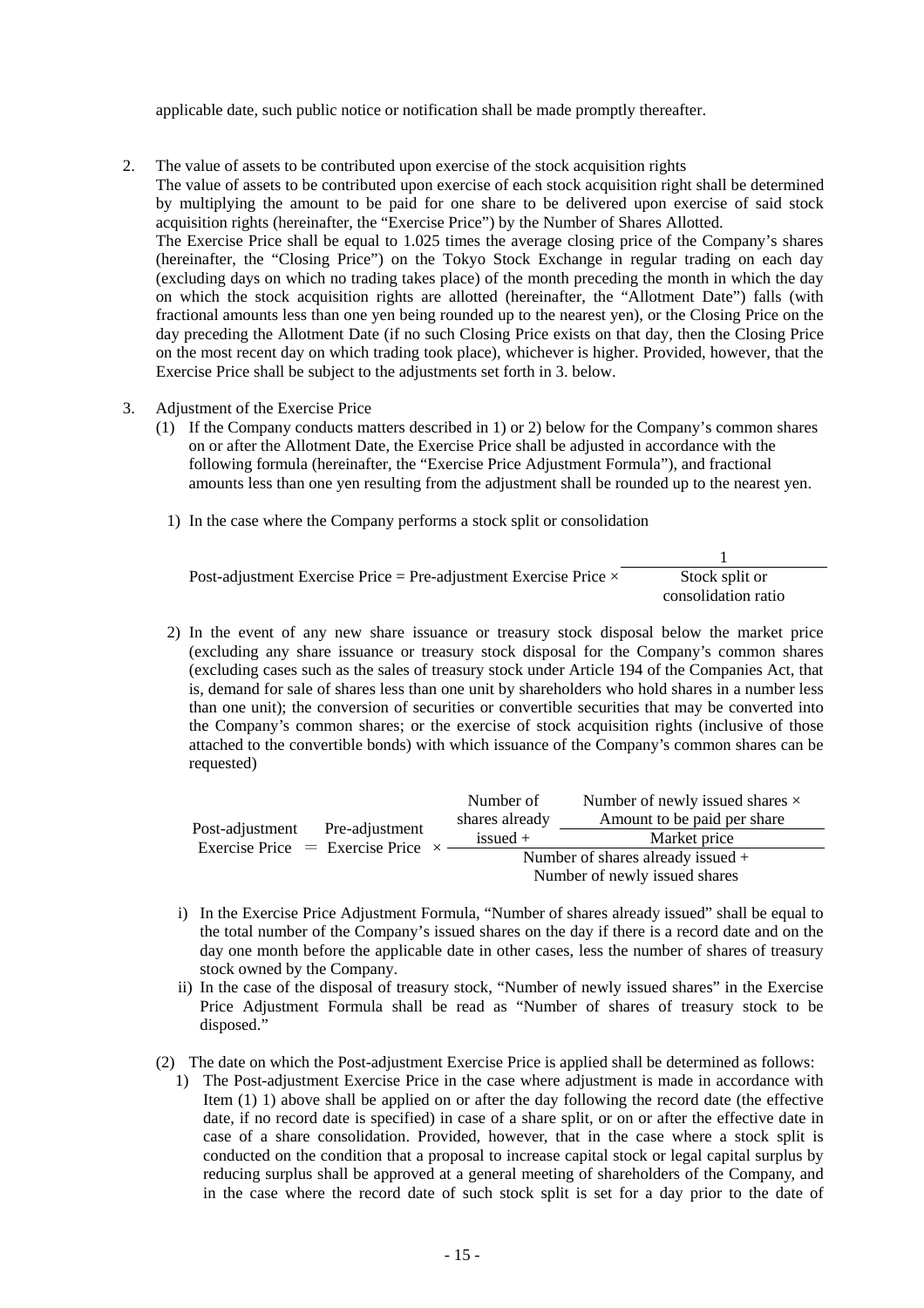applicable date, such public notice or notification shall be made promptly thereafter.

2. The value of assets to be contributed upon exercise of the stock acquisition rights

   The value of assets to be contributed upon exercise of each stock acquisition right shall be determined by multiplying the amount to be paid for one share to be delivered upon exercise of said stock acquisition rights (hereinafter, the "Exercise Price") by the Number of Shares Allotted.

   The Exercise Price shall be equal to 1.025 times the average closing price of the Company's shares (hereinafter, the "Closing Price") on the Tokyo Stock Exchange in regular trading on each day (excluding days on which no trading takes place) of the month preceding the month in which the day on which the stock acquisition rights are allotted (hereinafter, the "Allotment Date") falls (with fractional amounts less than one yen being rounded up to the nearest yen), or the Closing Price on the day preceding the Allotment Date (if no such Closing Price exists on that day, then the Closing Price on the most recent day on which trading took place), whichever is higher. Provided, however, that the Exercise Price shall be subject to the adjustments set forth in 3. below.

3. Adjustment of the Exercise Price

   (1) If the Company conducts matters described in 1) or 2) below for the Company's common shares on or after the Allotment Date, the Exercise Price shall be adjusted in accordance with the following formula (hereinafter, the "Exercise Price Adjustment Formula"), and fractional amounts less than one yen resulting from the adjustment shall be rounded up to the nearest yen.

   1) In the case where the Company performs a stock split or consolidation

$$\text{Post-adjustment Exercise Price} = \text{Pre-adjustment Exercise Price} \times \frac{1}{\text{Stock split or consolidation ratio}}$$

   2) In the event of any new share issuance or treasury stock disposal below the market price (excluding any share issuance or treasury stock disposal for the Company's common shares (excluding cases such as the sales of treasury stock under Article 194 of the Companies Act, that is, demand for sale of shares less than one unit by shareholders who hold shares in a number less than one unit); the conversion of securities or convertible securities that may be converted into the Company's common shares; or the exercise of stock acquisition rights (inclusive of those attached to the convertible bonds) with which issuance of the Company's common shares can be requested)

$$\begin{array}{c}\text{Post-adjustment} \\ \text{Exercise Price}\end{array} = \begin{array}{c}\text{Pre-adjustment} \\ \text{Exercise Price}\end{array} \times \frac{\begin{array}{c}\text{Number of} \\ \text{shares already} \\ \text{issued}\end{array} + \dfrac{\text{Number of newly issued shares} \times \text{Amount to be paid per share}}{\text{Market price}}}{\text{Number of shares already issued} + \text{Number of newly issued shares}}$$

   i) In the Exercise Price Adjustment Formula, "Number of shares already issued" shall be equal to the total number of the Company's issued shares on the day if there is a record date and on the day one month before the applicable date in other cases, less the number of shares of treasury stock owned by the Company.

   ii) In the case of the disposal of treasury stock, "Number of newly issued shares" in the Exercise Price Adjustment Formula shall be read as "Number of shares of treasury stock to be disposed."

   (2) The date on which the Post-adjustment Exercise Price is applied shall be determined as follows:

   1) The Post-adjustment Exercise Price in the case where adjustment is made in accordance with Item (1) 1) above shall be applied on or after the day following the record date (the effective date, if no record date is specified) in case of a share split, or on or after the effective date in case of a share consolidation. Provided, however, that in the case where a stock split is conducted on the condition that a proposal to increase capital stock or legal capital surplus by reducing surplus shall be approved at a general meeting of shareholders of the Company, and in the case where the record date of such stock split is set for a day prior to the date of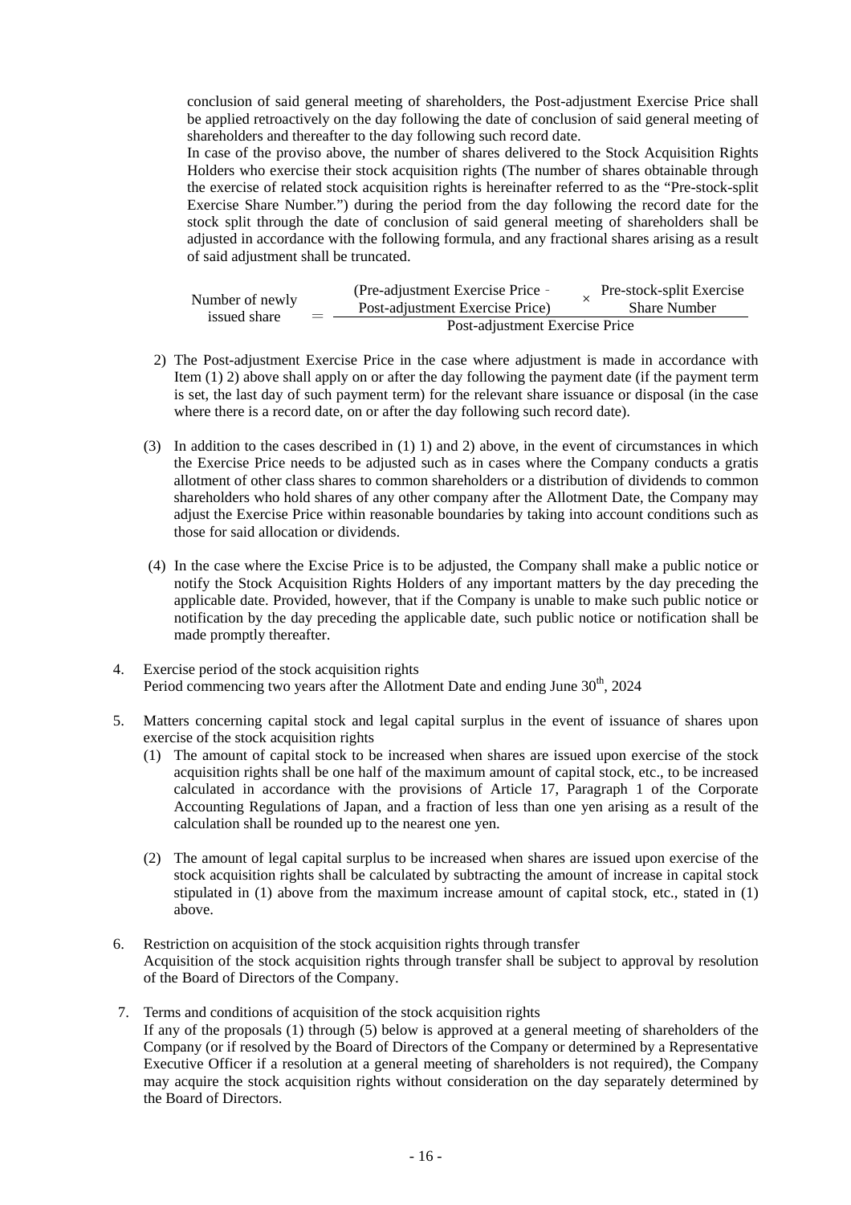conclusion of said general meeting of shareholders, the Post-adjustment Exercise Price shall be applied retroactively on the day following the date of conclusion of said general meeting of shareholders and thereafter to the day following such record date.

In case of the proviso above, the number of shares delivered to the Stock Acquisition Rights Holders who exercise their stock acquisition rights (The number of shares obtainable through the exercise of related stock acquisition rights is hereinafter referred to as the "Pre-stock-split Exercise Share Number.") during the period from the day following the record date for the stock split through the date of conclusion of said general meeting of shareholders shall be adjusted in accordance with the following formula, and any fractional shares arising as a result of said adjustment shall be truncated.

$$\text{Number of newly issued share} = \frac{(\text{Pre-adjustment Exercise Price} - \text{Post-adjustment Exercise Price}) \times \text{Pre-stock-split Exercise Share Number}}{\text{Post-adjustment Exercise Price}}$$

2) The Post-adjustment Exercise Price in the case where adjustment is made in accordance with Item (1) 2) above shall apply on or after the day following the payment date (if the payment term is set, the last day of such payment term) for the relevant share issuance or disposal (in the case where there is a record date, on or after the day following such record date).

(3) In addition to the cases described in (1) 1) and 2) above, in the event of circumstances in which the Exercise Price needs to be adjusted such as in cases where the Company conducts a gratis allotment of other class shares to common shareholders or a distribution of dividends to common shareholders who hold shares of any other company after the Allotment Date, the Company may adjust the Exercise Price within reasonable boundaries by taking into account conditions such as those for said allocation or dividends.

(4) In the case where the Excise Price is to be adjusted, the Company shall make a public notice or notify the Stock Acquisition Rights Holders of any important matters by the day preceding the applicable date. Provided, however, that if the Company is unable to make such public notice or notification by the day preceding the applicable date, such public notice or notification shall be made promptly thereafter.

4. Exercise period of the stock acquisition rights
   Period commencing two years after the Allotment Date and ending June 30th, 2024

5. Matters concerning capital stock and legal capital surplus in the event of issuance of shares upon exercise of the stock acquisition rights
   (1) The amount of capital stock to be increased when shares are issued upon exercise of the stock acquisition rights shall be one half of the maximum amount of capital stock, etc., to be increased calculated in accordance with the provisions of Article 17, Paragraph 1 of the Corporate Accounting Regulations of Japan, and a fraction of less than one yen arising as a result of the calculation shall be rounded up to the nearest one yen.

   (2) The amount of legal capital surplus to be increased when shares are issued upon exercise of the stock acquisition rights shall be calculated by subtracting the amount of increase in capital stock stipulated in (1) above from the maximum increase amount of capital stock, etc., stated in (1) above.

6. Restriction on acquisition of the stock acquisition rights through transfer
   Acquisition of the stock acquisition rights through transfer shall be subject to approval by resolution of the Board of Directors of the Company.

7. Terms and conditions of acquisition of the stock acquisition rights
   If any of the proposals (1) through (5) below is approved at a general meeting of shareholders of the Company (or if resolved by the Board of Directors of the Company or determined by a Representative Executive Officer if a resolution at a general meeting of shareholders is not required), the Company may acquire the stock acquisition rights without consideration on the day separately determined by the Board of Directors.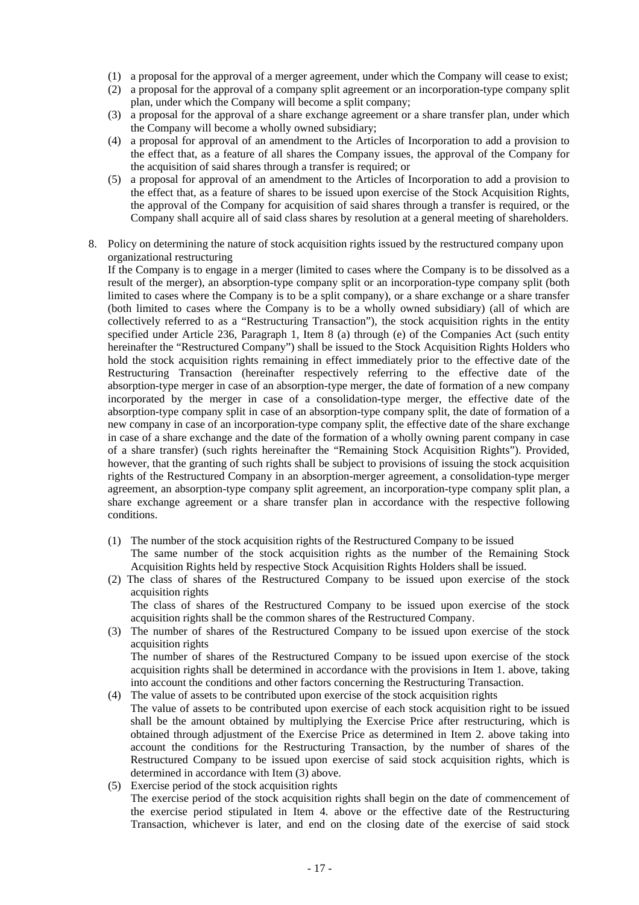(1) a proposal for the approval of a merger agreement, under which the Company will cease to exist;

(2) a proposal for the approval of a company split agreement or an incorporation-type company split plan, under which the Company will become a split company;

(3) a proposal for the approval of a share exchange agreement or a share transfer plan, under which the Company will become a wholly owned subsidiary;

(4) a proposal for approval of an amendment to the Articles of Incorporation to add a provision to the effect that, as a feature of all shares the Company issues, the approval of the Company for the acquisition of said shares through a transfer is required; or

(5) a proposal for approval of an amendment to the Articles of Incorporation to add a provision to the effect that, as a feature of shares to be issued upon exercise of the Stock Acquisition Rights, the approval of the Company for acquisition of said shares through a transfer is required, or the Company shall acquire all of said class shares by resolution at a general meeting of shareholders.

8. Policy on determining the nature of stock acquisition rights issued by the restructured company upon organizational restructuring

If the Company is to engage in a merger (limited to cases where the Company is to be dissolved as a result of the merger), an absorption-type company split or an incorporation-type company split (both limited to cases where the Company is to be a split company), or a share exchange or a share transfer (both limited to cases where the Company is to be a wholly owned subsidiary) (all of which are collectively referred to as a "Restructuring Transaction"), the stock acquisition rights in the entity specified under Article 236, Paragraph 1, Item 8 (a) through (e) of the Companies Act (such entity hereinafter the "Restructured Company") shall be issued to the Stock Acquisition Rights Holders who hold the stock acquisition rights remaining in effect immediately prior to the effective date of the Restructuring Transaction (hereinafter respectively referring to the effective date of the absorption-type merger in case of an absorption-type merger, the date of formation of a new company incorporated by the merger in case of a consolidation-type merger, the effective date of the absorption-type company split in case of an absorption-type company split, the date of formation of a new company in case of an incorporation-type company split, the effective date of the share exchange in case of a share exchange and the date of the formation of a wholly owning parent company in case of a share transfer) (such rights hereinafter the "Remaining Stock Acquisition Rights"). Provided, however, that the granting of such rights shall be subject to provisions of issuing the stock acquisition rights of the Restructured Company in an absorption-merger agreement, a consolidation-type merger agreement, an absorption-type company split agreement, an incorporation-type company split plan, a share exchange agreement or a share transfer plan in accordance with the respective following conditions.

(1) The number of the stock acquisition rights of the Restructured Company to be issued
The same number of the stock acquisition rights as the number of the Remaining Stock Acquisition Rights held by respective Stock Acquisition Rights Holders shall be issued.

(2) The class of shares of the Restructured Company to be issued upon exercise of the stock acquisition rights
The class of shares of the Restructured Company to be issued upon exercise of the stock acquisition rights shall be the common shares of the Restructured Company.

(3) The number of shares of the Restructured Company to be issued upon exercise of the stock acquisition rights
The number of shares of the Restructured Company to be issued upon exercise of the stock acquisition rights shall be determined in accordance with the provisions in Item 1. above, taking into account the conditions and other factors concerning the Restructuring Transaction.

(4) The value of assets to be contributed upon exercise of the stock acquisition rights
The value of assets to be contributed upon exercise of each stock acquisition right to be issued shall be the amount obtained by multiplying the Exercise Price after restructuring, which is obtained through adjustment of the Exercise Price as determined in Item 2. above taking into account the conditions for the Restructuring Transaction, by the number of shares of the Restructured Company to be issued upon exercise of said stock acquisition rights, which is determined in accordance with Item (3) above.

(5) Exercise period of the stock acquisition rights
The exercise period of the stock acquisition rights shall begin on the date of commencement of the exercise period stipulated in Item 4. above or the effective date of the Restructuring Transaction, whichever is later, and end on the closing date of the exercise of said stock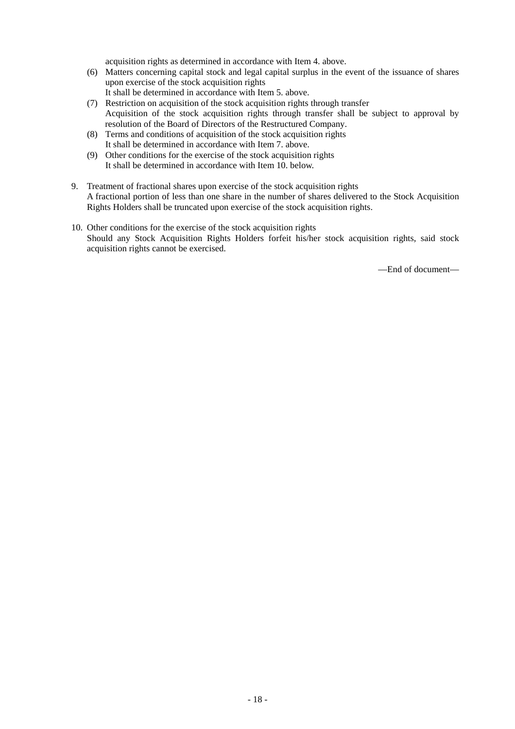acquisition rights as determined in accordance with Item 4. above.

(6) Matters concerning capital stock and legal capital surplus in the event of the issuance of shares upon exercise of the stock acquisition rights
It shall be determined in accordance with Item 5. above.

(7) Restriction on acquisition of the stock acquisition rights through transfer
Acquisition of the stock acquisition rights through transfer shall be subject to approval by resolution of the Board of Directors of the Restructured Company.

(8) Terms and conditions of acquisition of the stock acquisition rights
It shall be determined in accordance with Item 7. above.

(9) Other conditions for the exercise of the stock acquisition rights
It shall be determined in accordance with Item 10. below.

9. Treatment of fractional shares upon exercise of the stock acquisition rights
A fractional portion of less than one share in the number of shares delivered to the Stock Acquisition Rights Holders shall be truncated upon exercise of the stock acquisition rights.

10. Other conditions for the exercise of the stock acquisition rights
Should any Stock Acquisition Rights Holders forfeit his/her stock acquisition rights, said stock acquisition rights cannot be exercised.

—End of document—